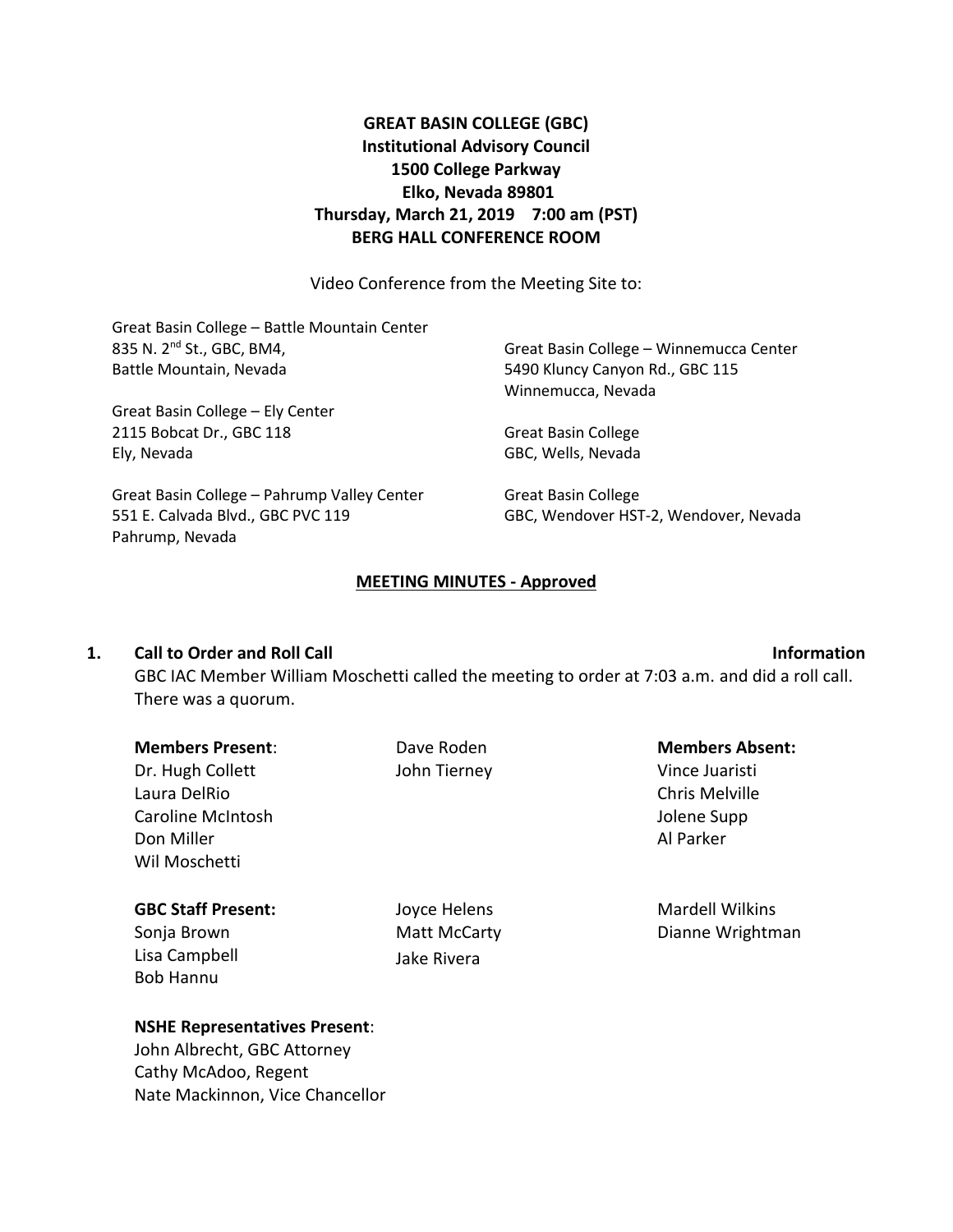**GREAT BASIN COLLEGE (GBC)**
**Institutional Advisory Council**
**1500 College Parkway**
**Elko, Nevada 89801**
**Thursday, March 21, 2019 7:00 am (PST)**
**BERG HALL CONFERENCE ROOM**

Video Conference from the Meeting Site to:

Great Basin College – Battle Mountain Center
835 N. 2nd St., GBC, BM4,
Battle Mountain, Nevada

Great Basin College – Winnemucca Center
5490 Kluncy Canyon Rd., GBC 115
Winnemucca, Nevada

Great Basin College – Ely Center
2115 Bobcat Dr., GBC 118
Ely, Nevada

Great Basin College
GBC, Wells, Nevada

Great Basin College – Pahrump Valley Center
551 E. Calvada Blvd., GBC PVC 119
Pahrump, Nevada

Great Basin College
GBC, Wendover HST-2, Wendover, Nevada

**MEETING MINUTES - Approved**

**1. Call to Order and Roll Call** **Information**

GBC IAC Member William Moschetti called the meeting to order at 7:03 a.m. and did a roll call. There was a quorum.

**Members Present**:
Dr. Hugh Collett
Laura DelRio
Caroline McIntosh
Don Miller
Wil Moschetti
Dave Roden
John Tierney

**Members Absent:**
Vince Juaristi
Chris Melville
Jolene Supp
Al Parker

**GBC Staff Present:**
Sonja Brown
Lisa Campbell
Bob Hannu
Joyce Helens
Matt McCarty
Jake Rivera
Mardell Wilkins
Dianne Wrightman

**NSHE Representatives Present**:
John Albrecht, GBC Attorney
Cathy McAdoo, Regent
Nate Mackinnon, Vice Chancellor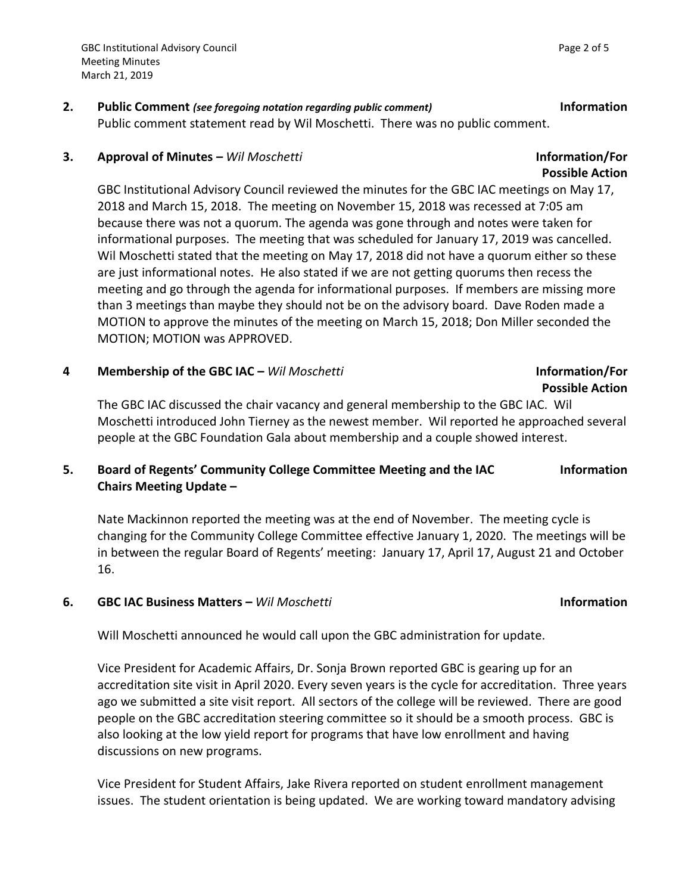**2. Public Comment** *(see foregoing notation regarding public comment)* **Information**

Public comment statement read by Wil Moschetti. There was no public comment.

**3. Approval of Minutes –** *Wil Moschetti* **Information/For Possible Action**

GBC Institutional Advisory Council reviewed the minutes for the GBC IAC meetings on May 17, 2018 and March 15, 2018. The meeting on November 15, 2018 was recessed at 7:05 am because there was not a quorum. The agenda was gone through and notes were taken for informational purposes. The meeting that was scheduled for January 17, 2019 was cancelled. Wil Moschetti stated that the meeting on May 17, 2018 did not have a quorum either so these are just informational notes. He also stated if we are not getting quorums then recess the meeting and go through the agenda for informational purposes. If members are missing more than 3 meetings than maybe they should not be on the advisory board. Dave Roden made a MOTION to approve the minutes of the meeting on March 15, 2018; Don Miller seconded the MOTION; MOTION was APPROVED.

**4 Membership of the GBC IAC –** *Wil Moschetti* **Information/For Possible Action**

The GBC IAC discussed the chair vacancy and general membership to the GBC IAC. Wil Moschetti introduced John Tierney as the newest member. Wil reported he approached several people at the GBC Foundation Gala about membership and a couple showed interest.

**5. Board of Regents' Community College Committee Meeting and the IAC Chairs Meeting Update –** **Information**

Nate Mackinnon reported the meeting was at the end of November. The meeting cycle is changing for the Community College Committee effective January 1, 2020. The meetings will be in between the regular Board of Regents' meeting: January 17, April 17, August 21 and October 16.

**6. GBC IAC Business Matters –** *Wil Moschetti* **Information**

Will Moschetti announced he would call upon the GBC administration for update.

Vice President for Academic Affairs, Dr. Sonja Brown reported GBC is gearing up for an accreditation site visit in April 2020. Every seven years is the cycle for accreditation. Three years ago we submitted a site visit report. All sectors of the college will be reviewed. There are good people on the GBC accreditation steering committee so it should be a smooth process. GBC is also looking at the low yield report for programs that have low enrollment and having discussions on new programs.

Vice President for Student Affairs, Jake Rivera reported on student enrollment management issues. The student orientation is being updated. We are working toward mandatory advising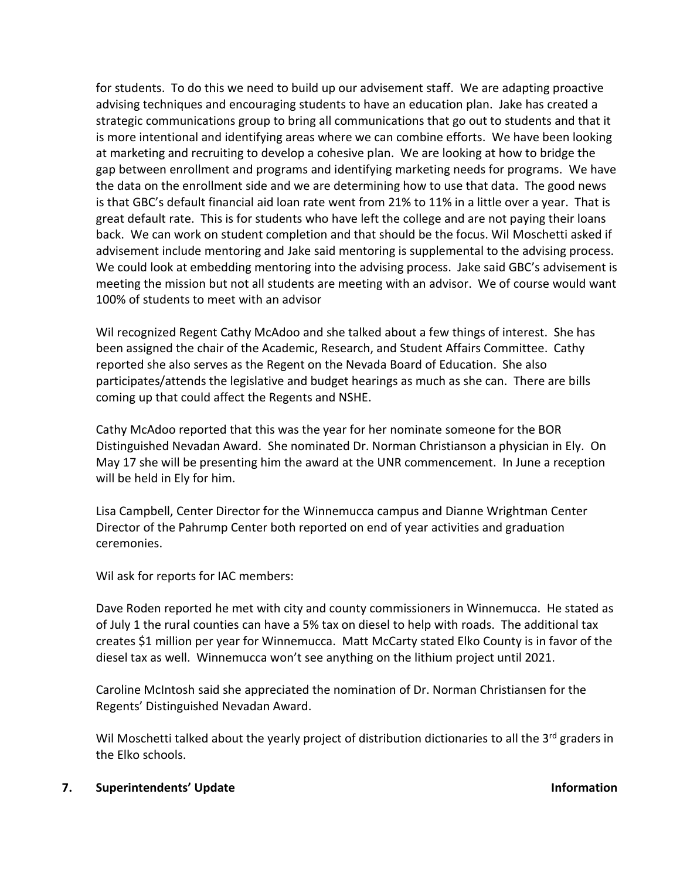for students. To do this we need to build up our advisement staff. We are adapting proactive advising techniques and encouraging students to have an education plan. Jake has created a strategic communications group to bring all communications that go out to students and that it is more intentional and identifying areas where we can combine efforts. We have been looking at marketing and recruiting to develop a cohesive plan. We are looking at how to bridge the gap between enrollment and programs and identifying marketing needs for programs. We have the data on the enrollment side and we are determining how to use that data. The good news is that GBC's default financial aid loan rate went from 21% to 11% in a little over a year. That is great default rate. This is for students who have left the college and are not paying their loans back. We can work on student completion and that should be the focus. Wil Moschetti asked if advisement include mentoring and Jake said mentoring is supplemental to the advising process. We could look at embedding mentoring into the advising process. Jake said GBC's advisement is meeting the mission but not all students are meeting with an advisor. We of course would want 100% of students to meet with an advisor

Wil recognized Regent Cathy McAdoo and she talked about a few things of interest. She has been assigned the chair of the Academic, Research, and Student Affairs Committee. Cathy reported she also serves as the Regent on the Nevada Board of Education. She also participates/attends the legislative and budget hearings as much as she can. There are bills coming up that could affect the Regents and NSHE.

Cathy McAdoo reported that this was the year for her nominate someone for the BOR Distinguished Nevadan Award. She nominated Dr. Norman Christianson a physician in Ely. On May 17 she will be presenting him the award at the UNR commencement. In June a reception will be held in Ely for him.

Lisa Campbell, Center Director for the Winnemucca campus and Dianne Wrightman Center Director of the Pahrump Center both reported on end of year activities and graduation ceremonies.

Wil ask for reports for IAC members:

Dave Roden reported he met with city and county commissioners in Winnemucca. He stated as of July 1 the rural counties can have a 5% tax on diesel to help with roads. The additional tax creates $1 million per year for Winnemucca. Matt McCarty stated Elko County is in favor of the diesel tax as well. Winnemucca won't see anything on the lithium project until 2021.

Caroline McIntosh said she appreciated the nomination of Dr. Norman Christiansen for the Regents' Distinguished Nevadan Award.

Wil Moschetti talked about the yearly project of distribution dictionaries to all the 3rd graders in the Elko schools.

**7. Superintendents' Update** **Information**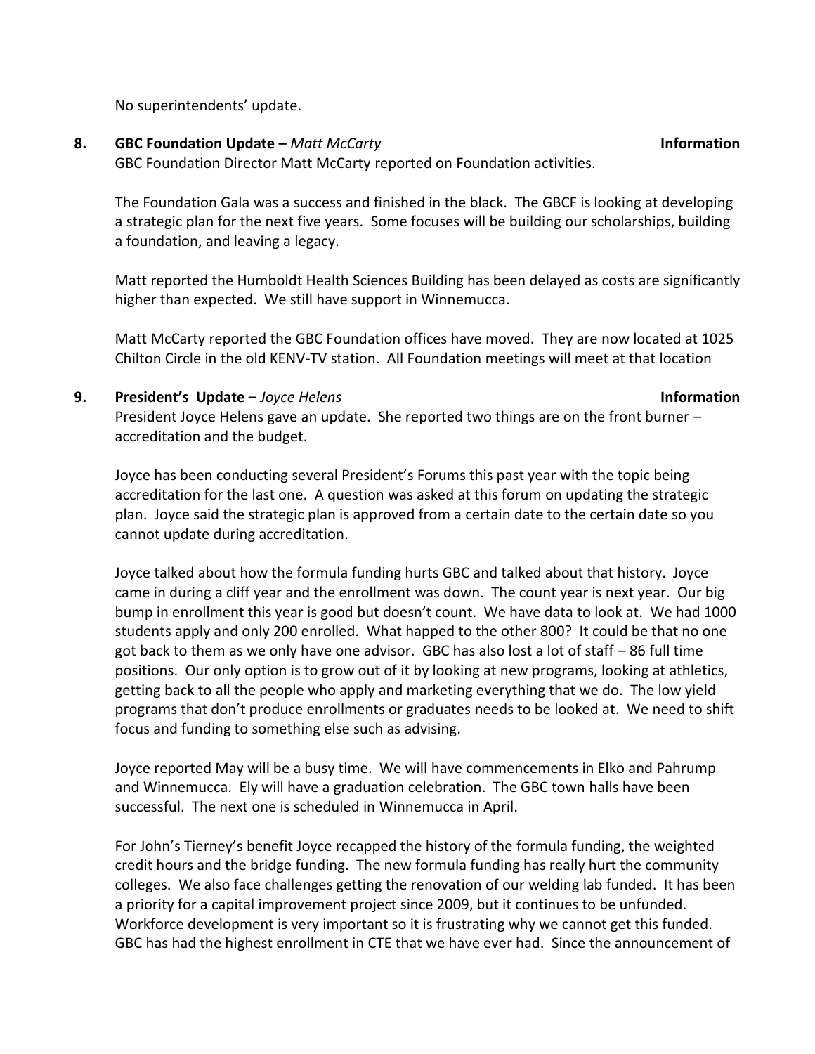No superintendents' update.

**8. GBC Foundation Update –** ***Matt McCarty*** **Information**

GBC Foundation Director Matt McCarty reported on Foundation activities.

The Foundation Gala was a success and finished in the black. The GBCF is looking at developing a strategic plan for the next five years. Some focuses will be building our scholarships, building a foundation, and leaving a legacy.

Matt reported the Humboldt Health Sciences Building has been delayed as costs are significantly higher than expected. We still have support in Winnemucca.

Matt McCarty reported the GBC Foundation offices have moved. They are now located at 1025 Chilton Circle in the old KENV-TV station. All Foundation meetings will meet at that location

**9. President's Update –** ***Joyce Helens*** **Information**

President Joyce Helens gave an update. She reported two things are on the front burner – accreditation and the budget.

Joyce has been conducting several President's Forums this past year with the topic being accreditation for the last one. A question was asked at this forum on updating the strategic plan. Joyce said the strategic plan is approved from a certain date to the certain date so you cannot update during accreditation.

Joyce talked about how the formula funding hurts GBC and talked about that history. Joyce came in during a cliff year and the enrollment was down. The count year is next year. Our big bump in enrollment this year is good but doesn't count. We have data to look at. We had 1000 students apply and only 200 enrolled. What happed to the other 800? It could be that no one got back to them as we only have one advisor. GBC has also lost a lot of staff – 86 full time positions. Our only option is to grow out of it by looking at new programs, looking at athletics, getting back to all the people who apply and marketing everything that we do. The low yield programs that don't produce enrollments or graduates needs to be looked at. We need to shift focus and funding to something else such as advising.

Joyce reported May will be a busy time. We will have commencements in Elko and Pahrump and Winnemucca. Ely will have a graduation celebration. The GBC town halls have been successful. The next one is scheduled in Winnemucca in April.

For John's Tierney's benefit Joyce recapped the history of the formula funding, the weighted credit hours and the bridge funding. The new formula funding has really hurt the community colleges. We also face challenges getting the renovation of our welding lab funded. It has been a priority for a capital improvement project since 2009, but it continues to be unfunded. Workforce development is very important so it is frustrating why we cannot get this funded. GBC has had the highest enrollment in CTE that we have ever had. Since the announcement of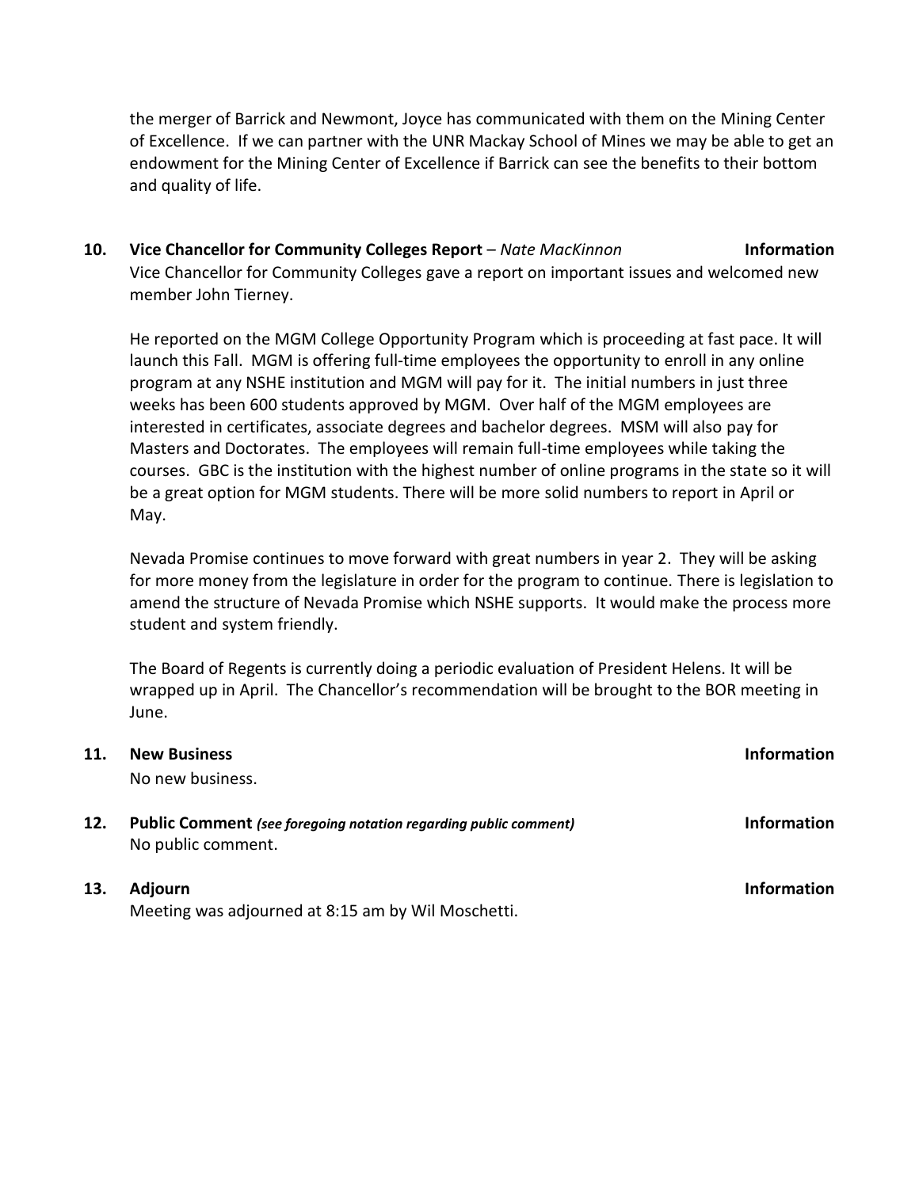the merger of Barrick and Newmont, Joyce has communicated with them on the Mining Center of Excellence. If we can partner with the UNR Mackay School of Mines we may be able to get an endowment for the Mining Center of Excellence if Barrick can see the benefits to their bottom and quality of life.

**10. Vice Chancellor for Community Colleges Report** – *Nate MacKinnon* **Information**

Vice Chancellor for Community Colleges gave a report on important issues and welcomed new member John Tierney.

He reported on the MGM College Opportunity Program which is proceeding at fast pace. It will launch this Fall. MGM is offering full-time employees the opportunity to enroll in any online program at any NSHE institution and MGM will pay for it. The initial numbers in just three weeks has been 600 students approved by MGM. Over half of the MGM employees are interested in certificates, associate degrees and bachelor degrees. MSM will also pay for Masters and Doctorates. The employees will remain full-time employees while taking the courses. GBC is the institution with the highest number of online programs in the state so it will be a great option for MGM students. There will be more solid numbers to report in April or May.

Nevada Promise continues to move forward with great numbers in year 2. They will be asking for more money from the legislature in order for the program to continue. There is legislation to amend the structure of Nevada Promise which NSHE supports. It would make the process more student and system friendly.

The Board of Regents is currently doing a periodic evaluation of President Helens. It will be wrapped up in April. The Chancellor's recommendation will be brought to the BOR meeting in June.

**11. New Business** **Information**

No new business.

**12. Public Comment** ***(see foregoing notation regarding public comment)*** **Information**

No public comment.

**13. Adjourn** **Information**

Meeting was adjourned at 8:15 am by Wil Moschetti.